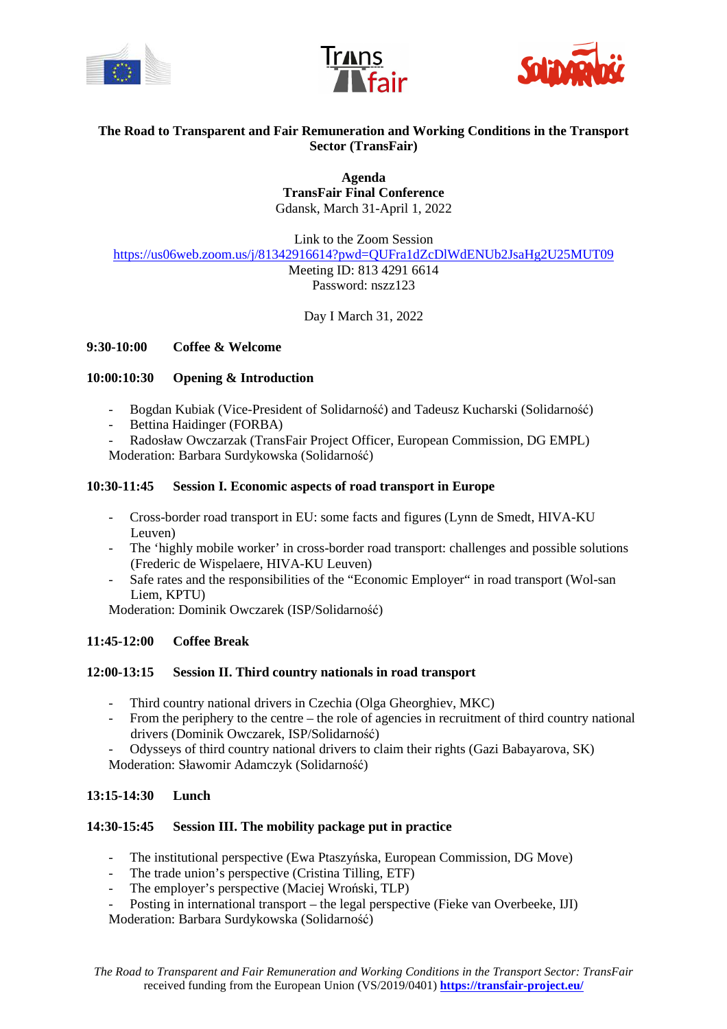**The Road to Transparent and Fair Remuneration and Working Conditions in the Transport Sector (TransFair)**

**Agenda**
**TransFair Final Conference**
Gdansk, March 31-April 1, 2022

Link to the Zoom Session
https://us06web.zoom.us/j/81342916614?pwd=QUFra1dZcDlWdENUb2JsaHg2U25MUT09
Meeting ID: 813 4291 6614
Password: nszz123

Day I March 31, 2022

**9:30-10:00 Coffee & Welcome**

**10:00:10:30 Opening & Introduction**

- Bogdan Kubiak (Vice-President of Solidarność) and Tadeusz Kucharski (Solidarność)
- Bettina Haidinger (FORBA)
- Radosław Owczarzak (TransFair Project Officer, European Commission, DG EMPL)

Moderation: Barbara Surdykowska (Solidarność)

**10:30-11:45 Session I. Economic aspects of road transport in Europe**

- Cross-border road transport in EU: some facts and figures (Lynn de Smedt, HIVA-KU Leuven)
- The 'highly mobile worker' in cross-border road transport: challenges and possible solutions (Frederic de Wispelaere, HIVA-KU Leuven)
- Safe rates and the responsibilities of the "Economic Employer" in road transport (Wol-san Liem, KPTU)

Moderation: Dominik Owczarek (ISP/Solidarność)

**11:45-12:00 Coffee Break**

**12:00-13:15 Session II. Third country nationals in road transport**

- Third country national drivers in Czechia (Olga Gheorghiev, MKC)
- From the periphery to the centre – the role of agencies in recruitment of third country national drivers (Dominik Owczarek, ISP/Solidarność)
- Odysseys of third country national drivers to claim their rights (Gazi Babayarova, SK)

Moderation: Sławomir Adamczyk (Solidarność)

**13:15-14:30 Lunch**

**14:30-15:45 Session III. The mobility package put in practice**

- The institutional perspective (Ewa Ptaszyńska, European Commission, DG Move)
- The trade union's perspective (Cristina Tilling, ETF)
- The employer's perspective (Maciej Wroński, TLP)
- Posting in international transport – the legal perspective (Fieke van Overbeeke, IJI)

Moderation: Barbara Surdykowska (Solidarność)

*The Road to Transparent and Fair Remuneration and Working Conditions in the Transport Sector: TransFair* received funding from the European Union (VS/2019/0401) **https://transfair-project.eu/**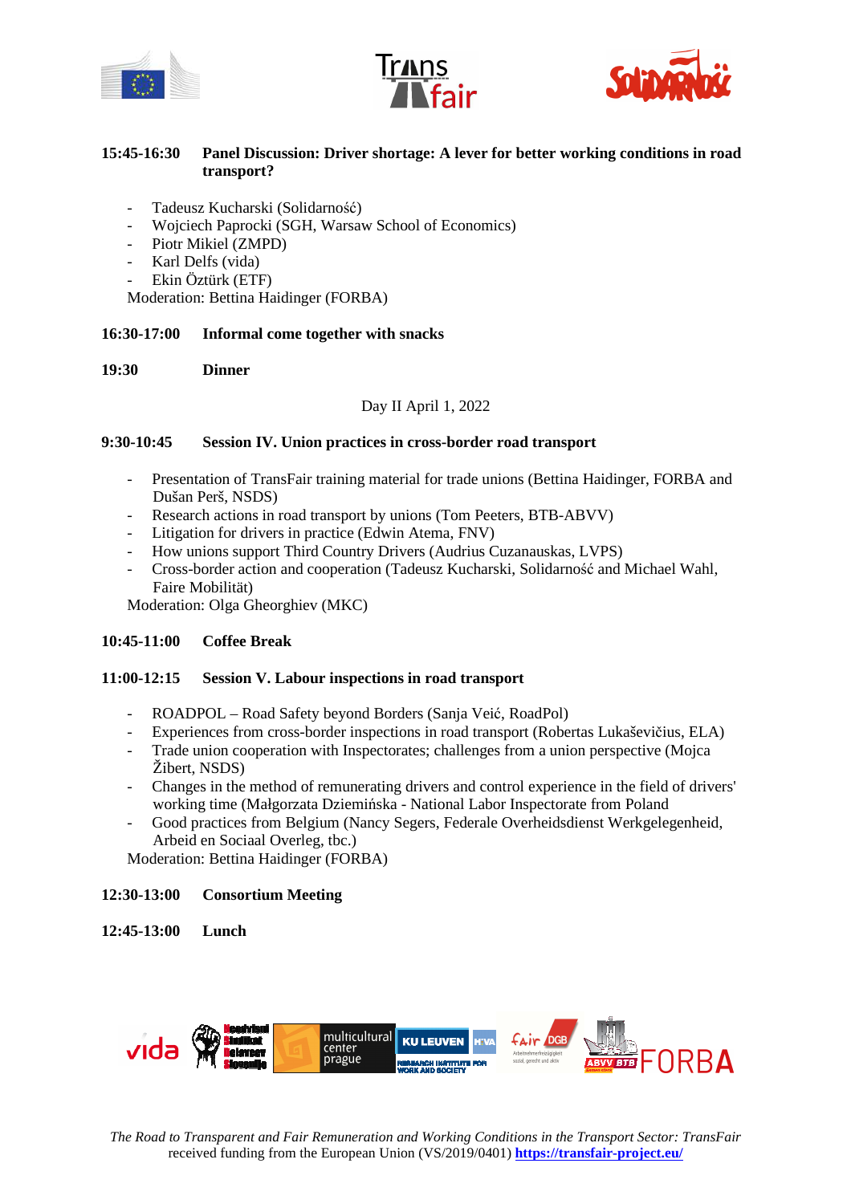**15:45-16:30 Panel Discussion: Driver shortage: A lever for better working conditions in road transport?**

- Tadeusz Kucharski (Solidarność)
- Wojciech Paprocki (SGH, Warsaw School of Economics)
- Piotr Mikiel (ZMPD)
- Karl Delfs (vida)
- Ekin Öztürk (ETF)

Moderation: Bettina Haidinger (FORBA)

**16:30-17:00 Informal come together with snacks**

**19:30 Dinner**

Day II April 1, 2022

**9:30-10:45 Session IV. Union practices in cross-border road transport**

- Presentation of TransFair training material for trade unions (Bettina Haidinger, FORBA and Dušan Perš, NSDS)
- Research actions in road transport by unions (Tom Peeters, BTB-ABVV)
- Litigation for drivers in practice (Edwin Atema, FNV)
- How unions support Third Country Drivers (Audrius Cuzanauskas, LVPS)
- Cross-border action and cooperation (Tadeusz Kucharski, Solidarność and Michael Wahl, Faire Mobilität)

Moderation: Olga Gheorghiev (MKC)

**10:45-11:00 Coffee Break**

**11:00-12:15 Session V. Labour inspections in road transport**

- ROADPOL – Road Safety beyond Borders (Sanja Veić, RoadPol)
- Experiences from cross-border inspections in road transport (Robertas Lukaševičius, ELA)
- Trade union cooperation with Inspectorates; challenges from a union perspective (Mojca Žibert, NSDS)
- Changes in the method of remunerating drivers and control experience in the field of drivers' working time (Małgorzata Dziemińska - National Labor Inspectorate from Poland
- Good practices from Belgium (Nancy Segers, Federale Overheidsdienst Werkgelegenheid, Arbeid en Sociaal Overleg, tbc.)

Moderation: Bettina Haidinger (FORBA)

**12:30-13:00 Consortium Meeting**

**12:45-13:00 Lunch**

*The Road to Transparent and Fair Remuneration and Working Conditions in the Transport Sector: TransFair* received funding from the European Union (VS/2019/0401) **https://transfair-project.eu/**